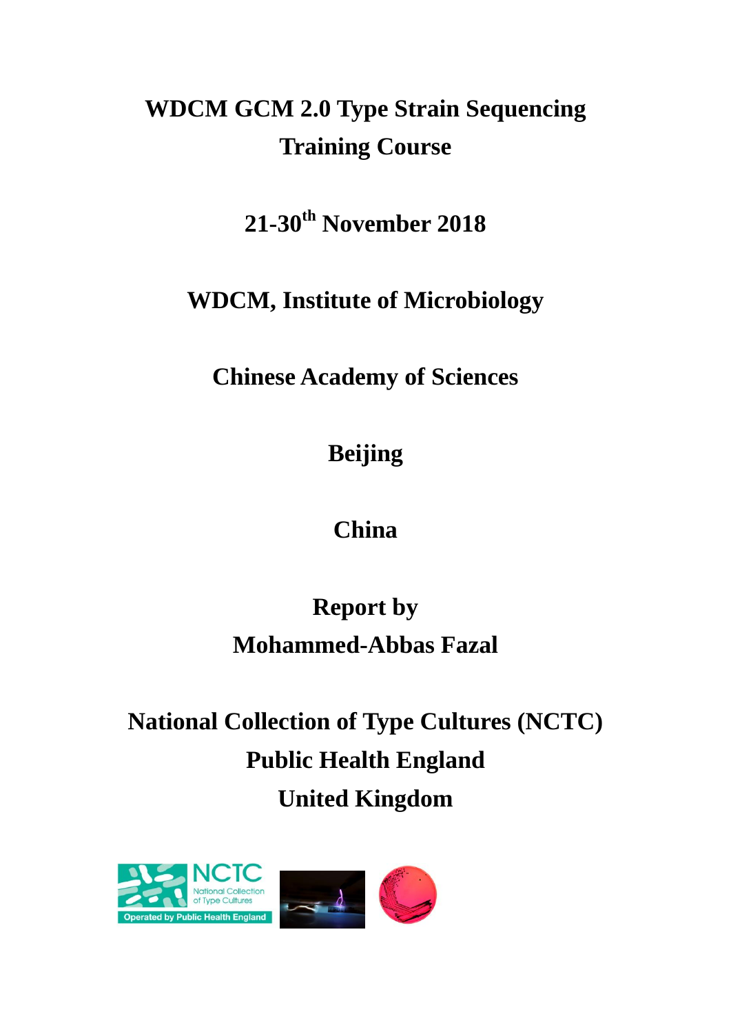# WDCM GCM 2.0 Type Strain Sequencing Training Course

**21-30th November 2018**

**WDCM, Institute of Microbiology**

**Chinese Academy of Sciences**

**Beijing**

**China**

**Report by**
**Mohammed-Abbas Fazal**

**National Collection of Type Cultures (NCTC)**
**Public Health England**
**United Kingdom**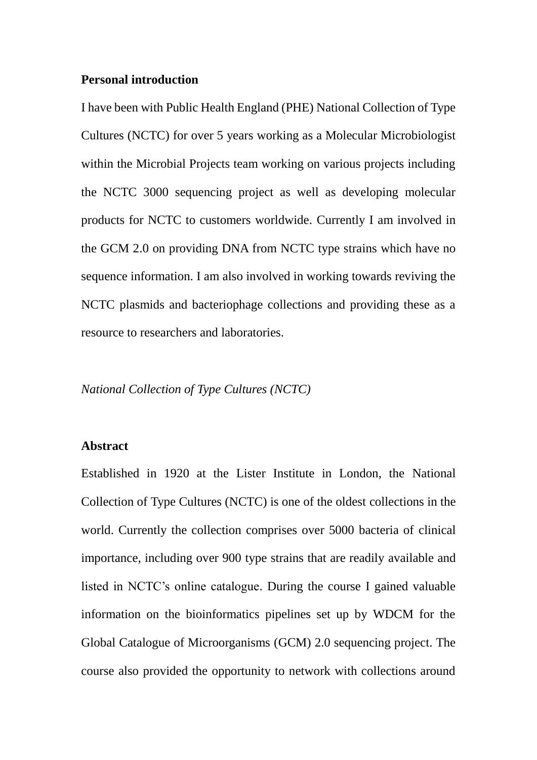**Personal introduction**

I have been with Public Health England (PHE) National Collection of Type Cultures (NCTC) for over 5 years working as a Molecular Microbiologist within the Microbial Projects team working on various projects including the NCTC 3000 sequencing project as well as developing molecular products for NCTC to customers worldwide. Currently I am involved in the GCM 2.0 on providing DNA from NCTC type strains which have no sequence information. I am also involved in working towards reviving the NCTC plasmids and bacteriophage collections and providing these as a resource to researchers and laboratories.

*National Collection of Type Cultures (NCTC)*

**Abstract**

Established in 1920 at the Lister Institute in London, the National Collection of Type Cultures (NCTC) is one of the oldest collections in the world. Currently the collection comprises over 5000 bacteria of clinical importance, including over 900 type strains that are readily available and listed in NCTC's online catalogue. During the course I gained valuable information on the bioinformatics pipelines set up by WDCM for the Global Catalogue of Microorganisms (GCM) 2.0 sequencing project. The course also provided the opportunity to network with collections around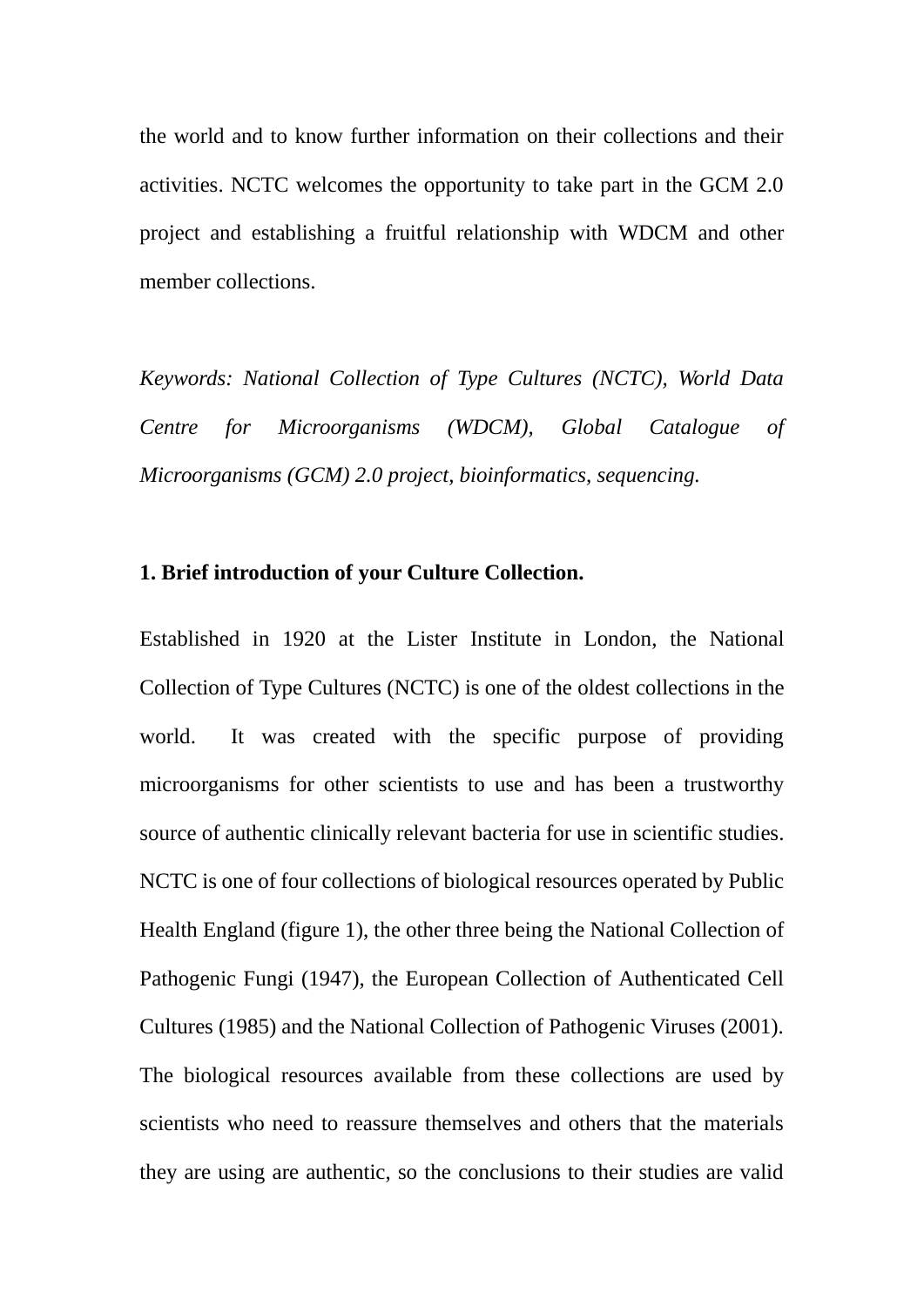the world and to know further information on their collections and their activities. NCTC welcomes the opportunity to take part in the GCM 2.0 project and establishing a fruitful relationship with WDCM and other member collections.

*Keywords: National Collection of Type Cultures (NCTC), World Data Centre for Microorganisms (WDCM), Global Catalogue of Microorganisms (GCM) 2.0 project, bioinformatics, sequencing.*

**1. Brief introduction of your Culture Collection.**

Established in 1920 at the Lister Institute in London, the National Collection of Type Cultures (NCTC) is one of the oldest collections in the world. It was created with the specific purpose of providing microorganisms for other scientists to use and has been a trustworthy source of authentic clinically relevant bacteria for use in scientific studies. NCTC is one of four collections of biological resources operated by Public Health England (figure 1), the other three being the National Collection of Pathogenic Fungi (1947), the European Collection of Authenticated Cell Cultures (1985) and the National Collection of Pathogenic Viruses (2001). The biological resources available from these collections are used by scientists who need to reassure themselves and others that the materials they are using are authentic, so the conclusions to their studies are valid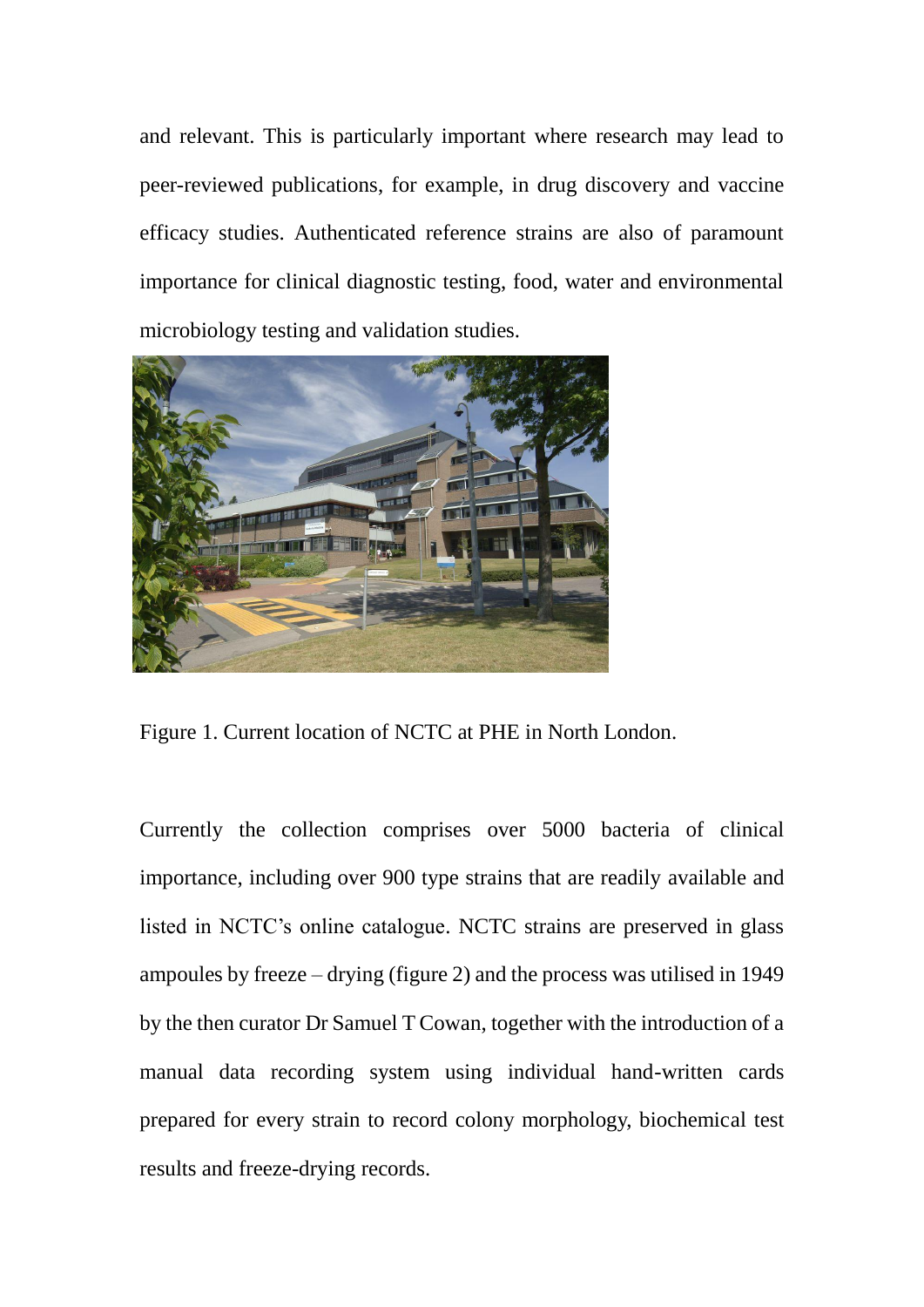and relevant. This is particularly important where research may lead to peer-reviewed publications, for example, in drug discovery and vaccine efficacy studies. Authenticated reference strains are also of paramount importance for clinical diagnostic testing, food, water and environmental microbiology testing and validation studies.

Figure 1. Current location of NCTC at PHE in North London.

Currently the collection comprises over 5000 bacteria of clinical importance, including over 900 type strains that are readily available and listed in NCTC's online catalogue. NCTC strains are preserved in glass ampoules by freeze – drying (figure 2) and the process was utilised in 1949 by the then curator Dr Samuel T Cowan, together with the introduction of a manual data recording system using individual hand-written cards prepared for every strain to record colony morphology, biochemical test results and freeze-drying records.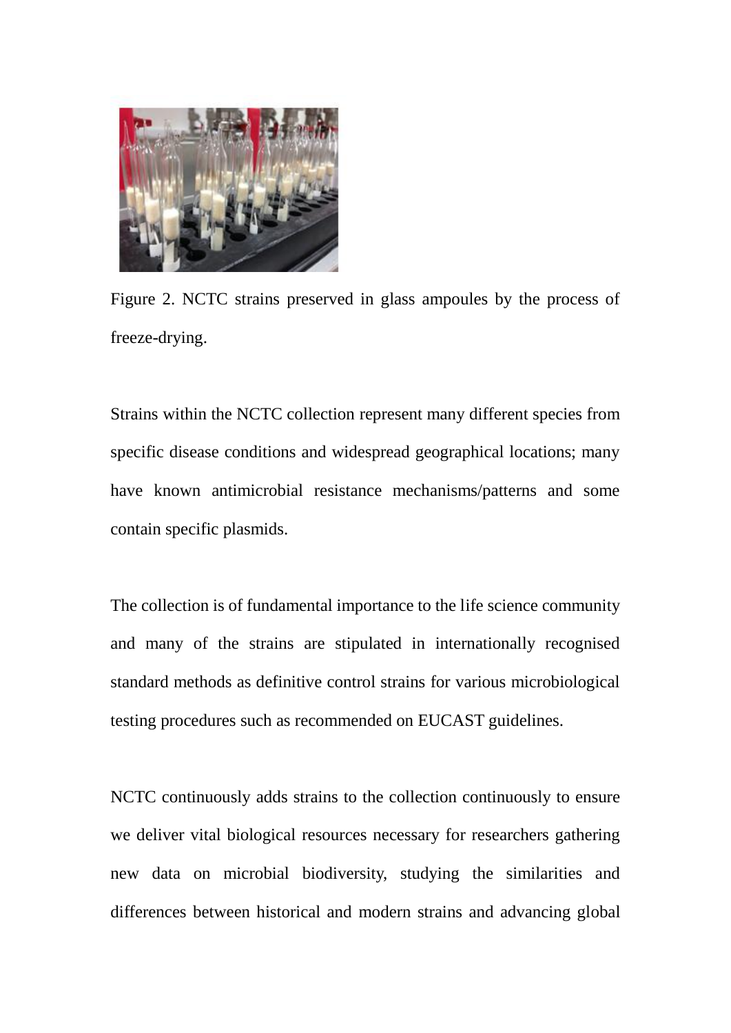Figure 2. NCTC strains preserved in glass ampoules by the process of freeze-drying.

Strains within the NCTC collection represent many different species from specific disease conditions and widespread geographical locations; many have known antimicrobial resistance mechanisms/patterns and some contain specific plasmids.

The collection is of fundamental importance to the life science community and many of the strains are stipulated in internationally recognised standard methods as definitive control strains for various microbiological testing procedures such as recommended on EUCAST guidelines.

NCTC continuously adds strains to the collection continuously to ensure we deliver vital biological resources necessary for researchers gathering new data on microbial biodiversity, studying the similarities and differences between historical and modern strains and advancing global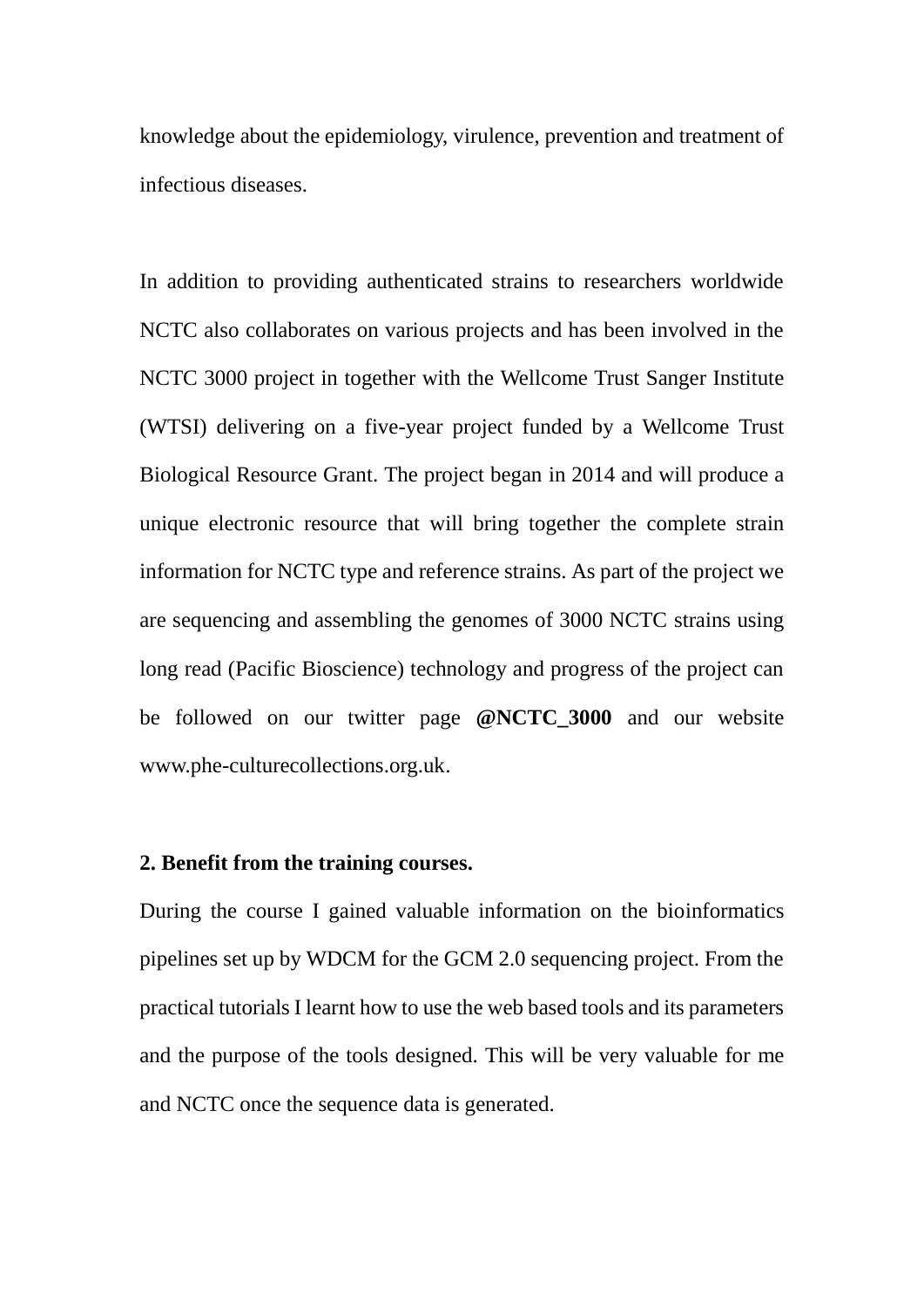knowledge about the epidemiology, virulence, prevention and treatment of infectious diseases.

In addition to providing authenticated strains to researchers worldwide NCTC also collaborates on various projects and has been involved in the NCTC 3000 project in together with the Wellcome Trust Sanger Institute (WTSI) delivering on a five-year project funded by a Wellcome Trust Biological Resource Grant. The project began in 2014 and will produce a unique electronic resource that will bring together the complete strain information for NCTC type and reference strains. As part of the project we are sequencing and assembling the genomes of 3000 NCTC strains using long read (Pacific Bioscience) technology and progress of the project can be followed on our twitter page **@NCTC_3000** and our website www.phe-culturecollections.org.uk.

**2. Benefit from the training courses.**

During the course I gained valuable information on the bioinformatics pipelines set up by WDCM for the GCM 2.0 sequencing project. From the practical tutorials I learnt how to use the web based tools and its parameters and the purpose of the tools designed. This will be very valuable for me and NCTC once the sequence data is generated.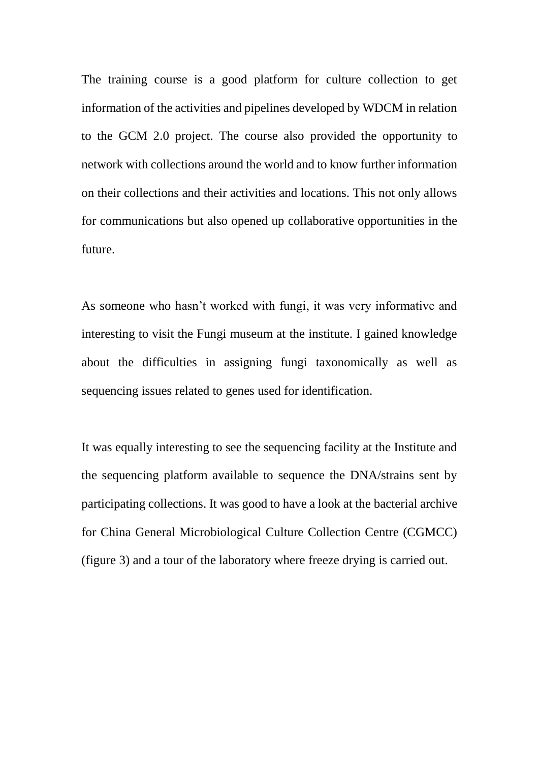The training course is a good platform for culture collection to get information of the activities and pipelines developed by WDCM in relation to the GCM 2.0 project. The course also provided the opportunity to network with collections around the world and to know further information on their collections and their activities and locations. This not only allows for communications but also opened up collaborative opportunities in the future.

As someone who hasn't worked with fungi, it was very informative and interesting to visit the Fungi museum at the institute. I gained knowledge about the difficulties in assigning fungi taxonomically as well as sequencing issues related to genes used for identification.

It was equally interesting to see the sequencing facility at the Institute and the sequencing platform available to sequence the DNA/strains sent by participating collections. It was good to have a look at the bacterial archive for China General Microbiological Culture Collection Centre (CGMCC) (figure 3) and a tour of the laboratory where freeze drying is carried out.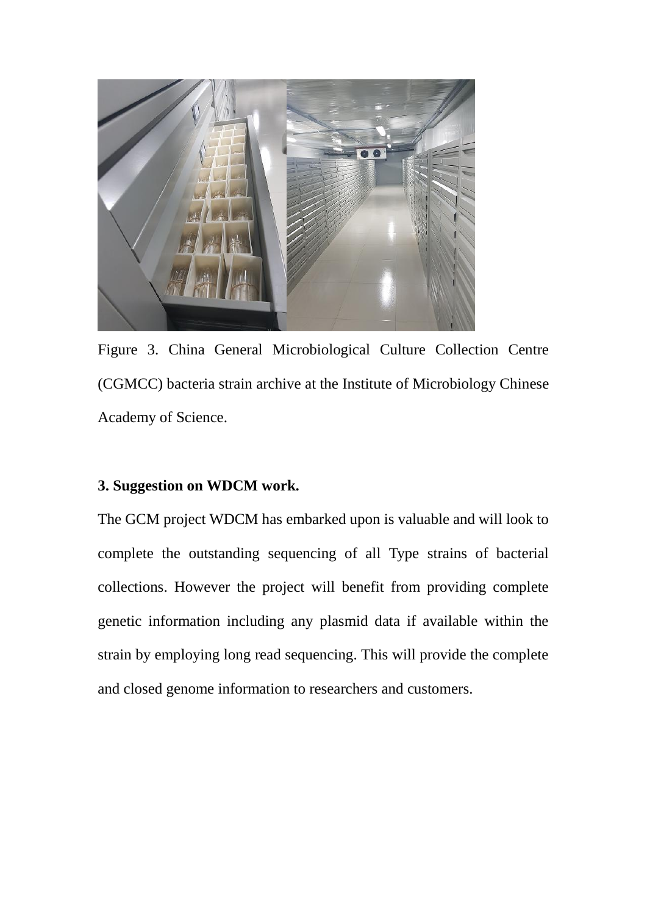Figure 3. China General Microbiological Culture Collection Centre (CGMCC) bacteria strain archive at the Institute of Microbiology Chinese Academy of Science.

### 3. Suggestion on WDCM work.

The GCM project WDCM has embarked upon is valuable and will look to complete the outstanding sequencing of all Type strains of bacterial collections. However the project will benefit from providing complete genetic information including any plasmid data if available within the strain by employing long read sequencing. This will provide the complete and closed genome information to researchers and customers.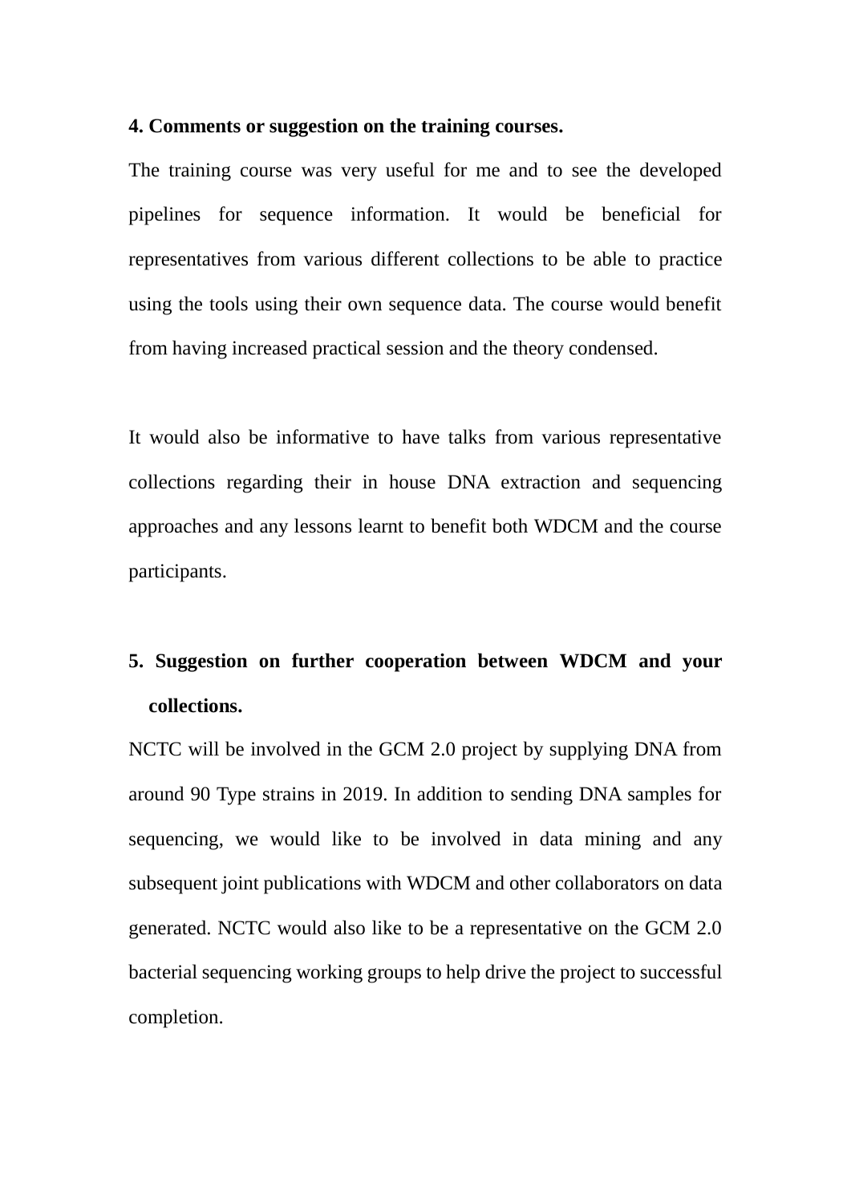**4. Comments or suggestion on the training courses.**

The training course was very useful for me and to see the developed pipelines for sequence information. It would be beneficial for representatives from various different collections to be able to practice using the tools using their own sequence data. The course would benefit from having increased practical session and the theory condensed.

It would also be informative to have talks from various representative collections regarding their in house DNA extraction and sequencing approaches and any lessons learnt to benefit both WDCM and the course participants.

**5. Suggestion on further cooperation between WDCM and your collections.**

NCTC will be involved in the GCM 2.0 project by supplying DNA from around 90 Type strains in 2019. In addition to sending DNA samples for sequencing, we would like to be involved in data mining and any subsequent joint publications with WDCM and other collaborators on data generated. NCTC would also like to be a representative on the GCM 2.0 bacterial sequencing working groups to help drive the project to successful completion.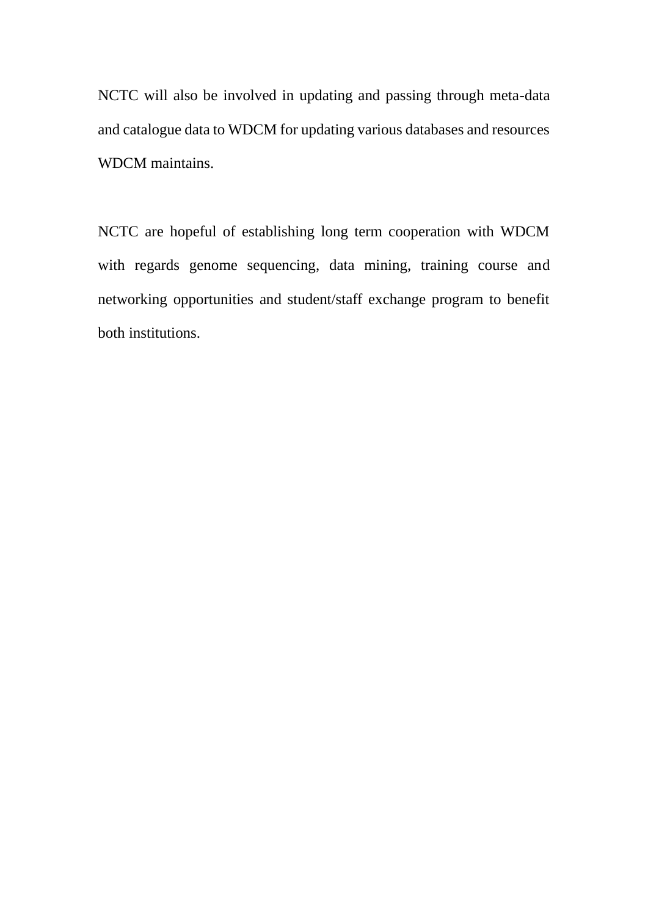NCTC will also be involved in updating and passing through meta-data and catalogue data to WDCM for updating various databases and resources WDCM maintains.

NCTC are hopeful of establishing long term cooperation with WDCM with regards genome sequencing, data mining, training course and networking opportunities and student/staff exchange program to benefit both institutions.